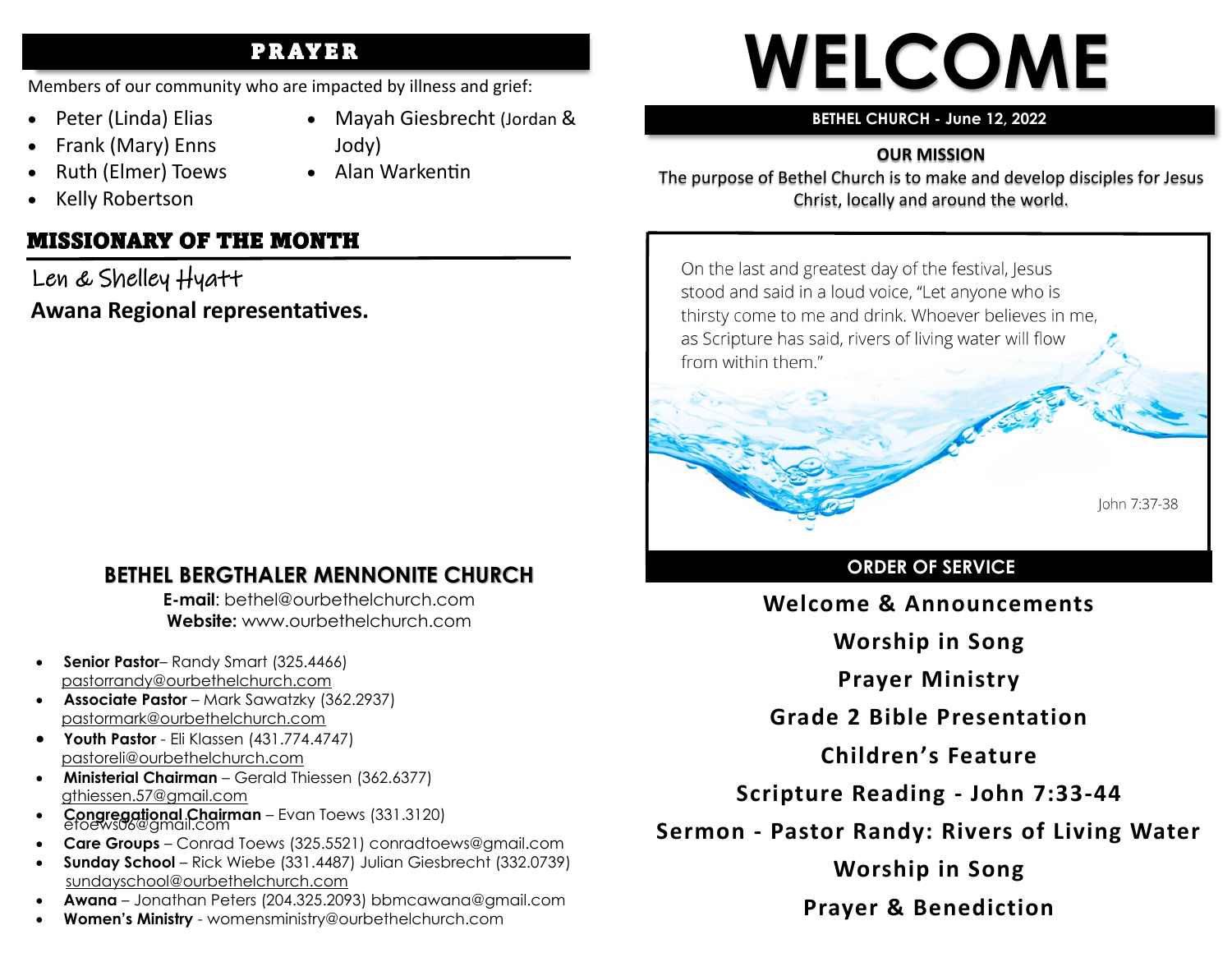## PRAYER

Members of our community who are impacted by illness and grief:

- Peter (Linda) Elias
- Frank (Mary) Enns
- Ruth (Elmer) Toews
- Kelly Robertson
- Mayah Giesbrecht (Jordan & Jody)
- Alan Warkentin

## MISSIONARY OF THE MONTH

Len & Shelley Hyatt

**Awana Regional representatives.**

## BETHEL BERGTHALER MENNONITE CHURCH

**E-mail**: bethel@ourbethelchurch.com
**Website:** www.ourbethelchurch.com

- **Senior Pastor**– Randy Smart (325.4466) pastorrandy@ourbethelchurch.com
- **Associate Pastor** – Mark Sawatzky (362.2937) pastormark@ourbethelchurch.com
- **Youth Pastor** - Eli Klassen (431.774.4747) pastoreli@ourbethelchurch.com
- **Ministerial Chairman** – Gerald Thiessen (362.6377) gthiessen.57@gmail.com
- **Congregational Chairman** – Evan Toews (331.3120) etoews06@gmail.com
- **Care Groups** – Conrad Toews (325.5521) conradtoews@gmail.com
- **Sunday School** – Rick Wiebe (331.4487) Julian Giesbrecht (332.0739) sundayschool@ourbethelchurch.com
- **Awana** – Jonathan Peters (204.325.2093) bbmcawana@gmail.com
- **Women's Ministry** - womensministry@ourbethelchurch.com

# WELCOME

**BETHEL CHURCH - June 12, 2022**

**OUR MISSION**

The purpose of Bethel Church is to make and develop disciples for Jesus Christ, locally and around the world.

On the last and greatest day of the festival, Jesus stood and said in a loud voice, "Let anyone who is thirsty come to me and drink. Whoever believes in me, as Scripture has said, rivers of living water will flow from within them."

John 7:37-38

## ORDER OF SERVICE

**Welcome & Announcements**

**Worship in Song**

**Prayer Ministry**

**Grade 2 Bible Presentation**

**Children's Feature**

**Scripture Reading - John 7:33-44**

**Sermon - Pastor Randy: Rivers of Living Water**

**Worship in Song**

**Prayer & Benediction**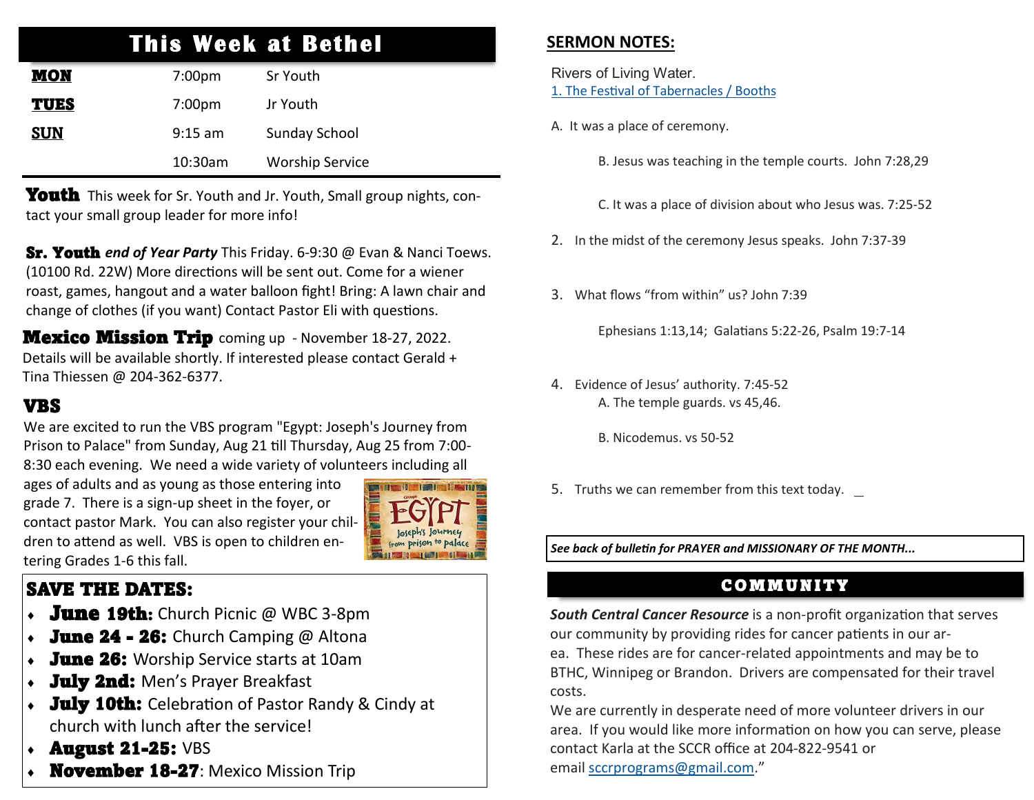# This Week at Bethel

| | | |
|---|---|---|
| **MON** | 7:00pm | Sr Youth |
| **TUES** | 7:00pm | Jr Youth |
| **SUN** | 9:15 am | Sunday School |
| | 10:30am | Worship Service |

**Youth** This week for Sr. Youth and Jr. Youth, Small group nights, contact your small group leader for more info!

**Sr. Youth** ***end of Year Party*** This Friday. 6-9:30 @ Evan & Nanci Toews. (10100 Rd. 22W) More directions will be sent out. Come for a wiener roast, games, hangout and a water balloon fight! Bring: A lawn chair and change of clothes (if you want) Contact Pastor Eli with questions.

**Mexico Mission Trip** coming up - November 18-27, 2022. Details will be available shortly. If interested please contact Gerald + Tina Thiessen @ 204-362-6377.

## VBS

We are excited to run the VBS program "Egypt: Joseph's Journey from Prison to Palace" from Sunday, Aug 21 till Thursday, Aug 25 from 7:00-8:30 each evening. We need a wide variety of volunteers including all ages of adults and as young as those entering into grade 7. There is a sign-up sheet in the foyer, or contact pastor Mark. You can also register your children to attend as well. VBS is open to children entering Grades 1-6 this fall.

## SAVE THE DATES:

- **June 19th:** Church Picnic @ WBC 3-8pm
- **June 24 - 26:** Church Camping @ Altona
- **June 26:** Worship Service starts at 10am
- **July 2nd:** Men's Prayer Breakfast
- **July 10th:** Celebration of Pastor Randy & Cindy at church with lunch after the service!
- **August 21-25:** VBS
- **November 18-27**: Mexico Mission Trip

## SERMON NOTES:

Rivers of Living Water.
1. The Festival of Tabernacles / Booths

A. It was a place of ceremony.

B. Jesus was teaching in the temple courts. John 7:28,29

C. It was a place of division about who Jesus was. 7:25-52

2. In the midst of the ceremony Jesus speaks. John 7:37-39

3. What flows "from within" us? John 7:39

   Ephesians 1:13,14; Galatians 5:22-26, Psalm 19:7-14

4. Evidence of Jesus' authority. 7:45-52
   A. The temple guards. vs 45,46.

   B. Nicodemus. vs 50-52

5. Truths we can remember from this text today. _

***See back of bulletin for PRAYER and MISSIONARY OF THE MONTH...***

## COMMUNITY

***South Central Cancer Resource*** is a non-profit organization that serves our community by providing rides for cancer patients in our area. These rides are for cancer-related appointments and may be to BTHC, Winnipeg or Brandon. Drivers are compensated for their travel costs.

We are currently in desperate need of more volunteer drivers in our area. If you would like more information on how you can serve, please contact Karla at the SCCR office at 204-822-9541 or email sccrprograms@gmail.com."